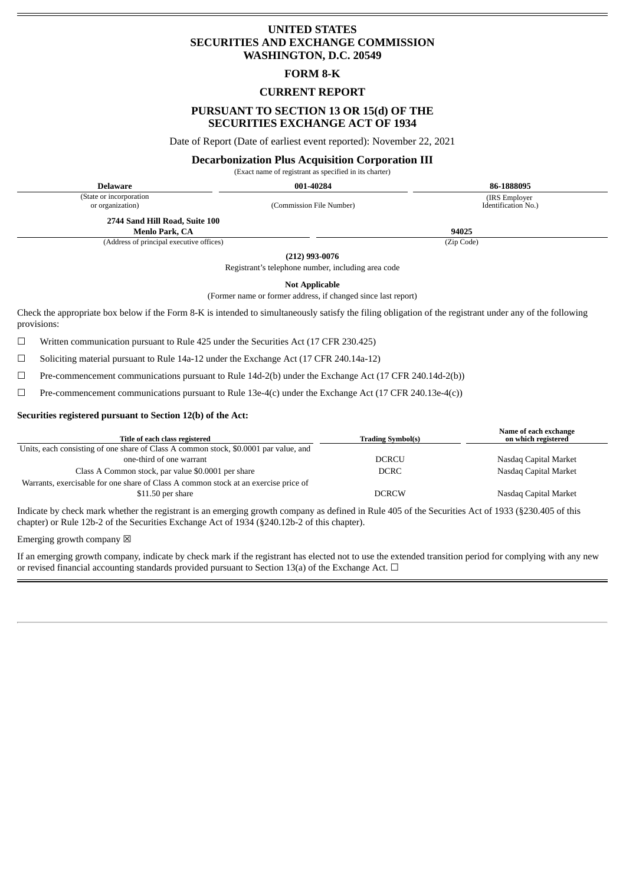# UNITED STATES
# SECURITIES AND EXCHANGE COMMISSION
# WASHINGTON, D.C. 20549

## FORM 8-K

## CURRENT REPORT

## PURSUANT TO SECTION 13 OR 15(d) OF THE SECURITIES EXCHANGE ACT OF 1934

Date of Report (Date of earliest event reported): November 22, 2021

**Decarbonization Plus Acquisition Corporation III**

(Exact name of registrant as specified in its charter)

| **Delaware** | **001-40284** | **86-1888095** |
|---|---|---|
| (State or incorporation or organization) | (Commission File Number) | (IRS Employer Identification No.) |

| **2744 Sand Hill Road, Suite 100 Menlo Park, CA** | **94025** |
|---|---|
| (Address of principal executive offices) | (Zip Code) |

**(212) 993-0076**

Registrant's telephone number, including area code

**Not Applicable**

(Former name or former address, if changed since last report)

Check the appropriate box below if the Form 8-K is intended to simultaneously satisfy the filing obligation of the registrant under any of the following provisions:

☐ Written communication pursuant to Rule 425 under the Securities Act (17 CFR 230.425)

☐ Soliciting material pursuant to Rule 14a-12 under the Exchange Act (17 CFR 240.14a-12)

☐ Pre-commencement communications pursuant to Rule 14d-2(b) under the Exchange Act (17 CFR 240.14d-2(b))

☐ Pre-commencement communications pursuant to Rule 13e-4(c) under the Exchange Act (17 CFR 240.13e-4(c))

**Securities registered pursuant to Section 12(b) of the Act:**

| Title of each class registered | Trading Symbol(s) | Name of each exchange on which registered |
|---|---|---|
| Units, each consisting of one share of Class A common stock, $0.0001 par value, and one-third of one warrant | DCRCU | Nasdaq Capital Market |
| Class A Common stock, par value $0.0001 per share | DCRC | Nasdaq Capital Market |
| Warrants, exercisable for one share of Class A common stock at an exercise price of $11.50 per share | DCRCW | Nasdaq Capital Market |

Indicate by check mark whether the registrant is an emerging growth company as defined in Rule 405 of the Securities Act of 1933 (§230.405 of this chapter) or Rule 12b-2 of the Securities Exchange Act of 1934 (§240.12b-2 of this chapter).

Emerging growth company ☒

If an emerging growth company, indicate by check mark if the registrant has elected not to use the extended transition period for complying with any new or revised financial accounting standards provided pursuant to Section 13(a) of the Exchange Act. ☐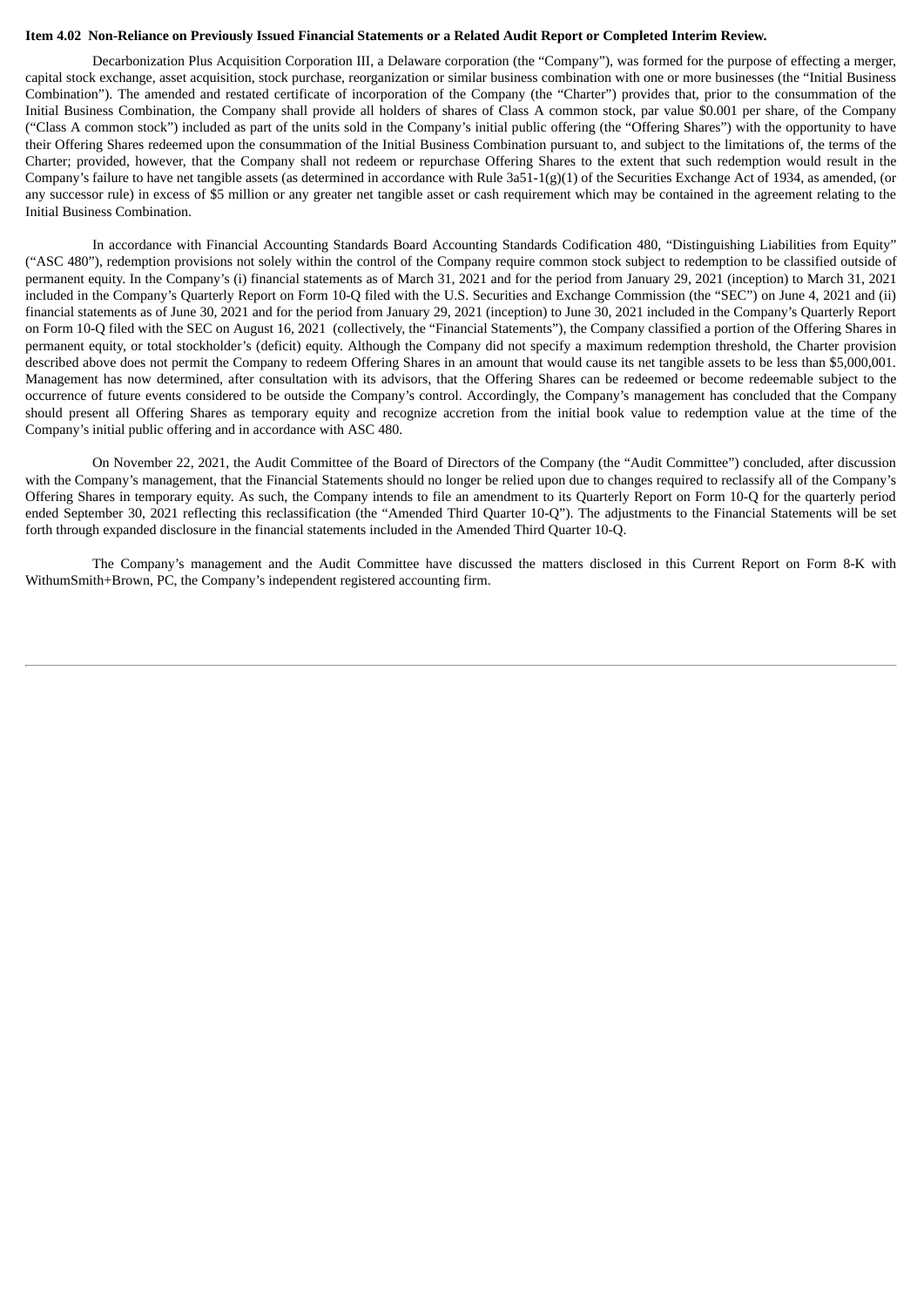**Item 4.02 Non-Reliance on Previously Issued Financial Statements or a Related Audit Report or Completed Interim Review.**

Decarbonization Plus Acquisition Corporation III, a Delaware corporation (the "Company"), was formed for the purpose of effecting a merger, capital stock exchange, asset acquisition, stock purchase, reorganization or similar business combination with one or more businesses (the "Initial Business Combination"). The amended and restated certificate of incorporation of the Company (the "Charter") provides that, prior to the consummation of the Initial Business Combination, the Company shall provide all holders of shares of Class A common stock, par value $0.001 per share, of the Company ("Class A common stock") included as part of the units sold in the Company's initial public offering (the "Offering Shares") with the opportunity to have their Offering Shares redeemed upon the consummation of the Initial Business Combination pursuant to, and subject to the limitations of, the terms of the Charter; provided, however, that the Company shall not redeem or repurchase Offering Shares to the extent that such redemption would result in the Company's failure to have net tangible assets (as determined in accordance with Rule 3a51-1(g)(1) of the Securities Exchange Act of 1934, as amended, (or any successor rule) in excess of $5 million or any greater net tangible asset or cash requirement which may be contained in the agreement relating to the Initial Business Combination.

In accordance with Financial Accounting Standards Board Accounting Standards Codification 480, "Distinguishing Liabilities from Equity" ("ASC 480"), redemption provisions not solely within the control of the Company require common stock subject to redemption to be classified outside of permanent equity. In the Company's (i) financial statements as of March 31, 2021 and for the period from January 29, 2021 (inception) to March 31, 2021 included in the Company's Quarterly Report on Form 10-Q filed with the U.S. Securities and Exchange Commission (the "SEC") on June 4, 2021 and (ii) financial statements as of June 30, 2021 and for the period from January 29, 2021 (inception) to June 30, 2021 included in the Company's Quarterly Report on Form 10-Q filed with the SEC on August 16, 2021 (collectively, the "Financial Statements"), the Company classified a portion of the Offering Shares in permanent equity, or total stockholder's (deficit) equity. Although the Company did not specify a maximum redemption threshold, the Charter provision described above does not permit the Company to redeem Offering Shares in an amount that would cause its net tangible assets to be less than $5,000,001. Management has now determined, after consultation with its advisors, that the Offering Shares can be redeemed or become redeemable subject to the occurrence of future events considered to be outside the Company's control. Accordingly, the Company's management has concluded that the Company should present all Offering Shares as temporary equity and recognize accretion from the initial book value to redemption value at the time of the Company's initial public offering and in accordance with ASC 480.

On November 22, 2021, the Audit Committee of the Board of Directors of the Company (the "Audit Committee") concluded, after discussion with the Company's management, that the Financial Statements should no longer be relied upon due to changes required to reclassify all of the Company's Offering Shares in temporary equity. As such, the Company intends to file an amendment to its Quarterly Report on Form 10-Q for the quarterly period ended September 30, 2021 reflecting this reclassification (the "Amended Third Quarter 10-Q"). The adjustments to the Financial Statements will be set forth through expanded disclosure in the financial statements included in the Amended Third Quarter 10-Q.

The Company's management and the Audit Committee have discussed the matters disclosed in this Current Report on Form 8-K with WithumSmith+Brown, PC, the Company's independent registered accounting firm.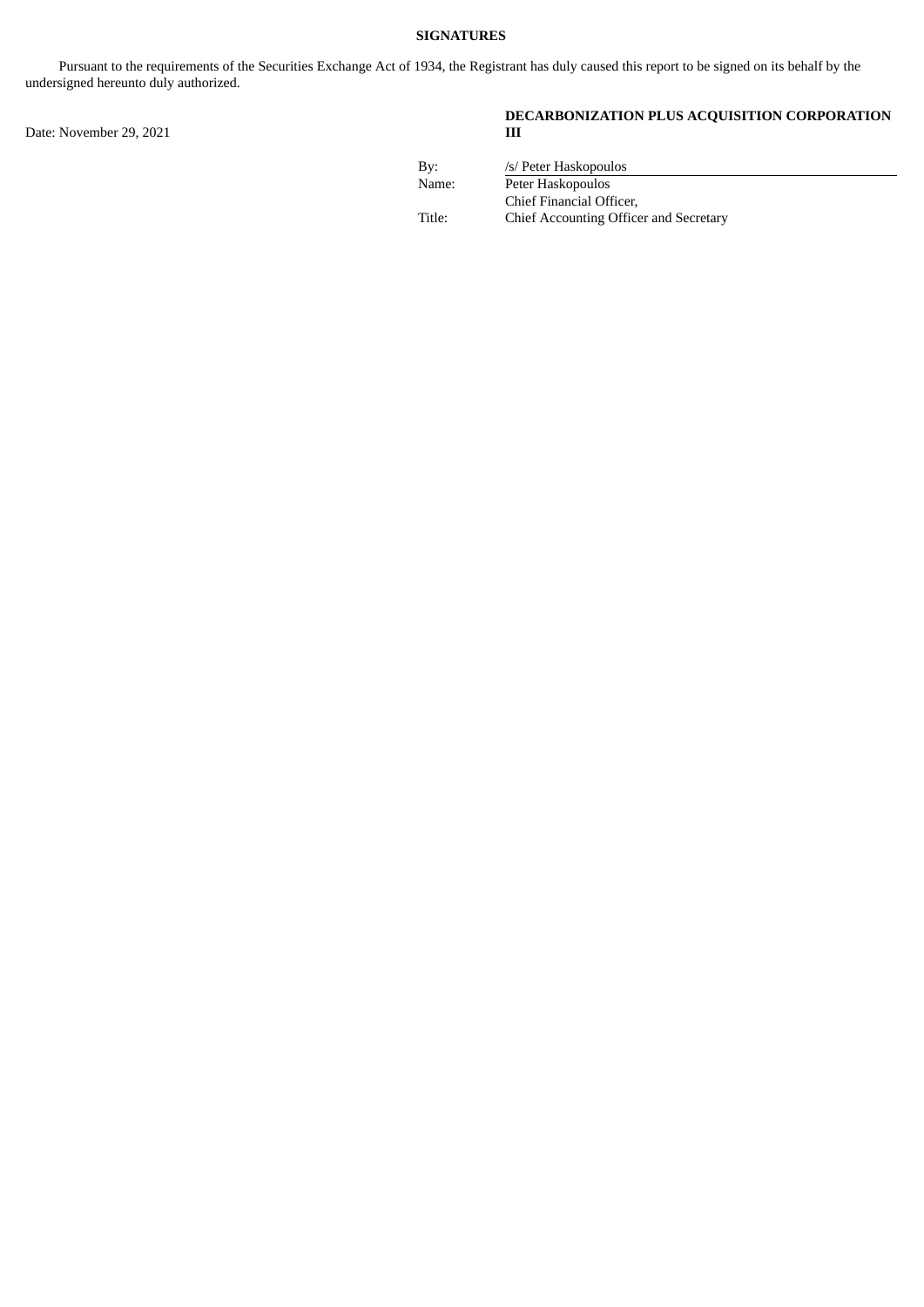**SIGNATURES**

Pursuant to the requirements of the Securities Exchange Act of 1934, the Registrant has duly caused this report to be signed on its behalf by the undersigned hereunto duly authorized.

Date: November 29, 2021

**DECARBONIZATION PLUS ACQUISITION CORPORATION III**

| | |
|---|---|
| By: | /s/ Peter Haskopoulos |
| Name: | Peter Haskopoulos |
| Title: | Chief Financial Officer, Chief Accounting Officer and Secretary |